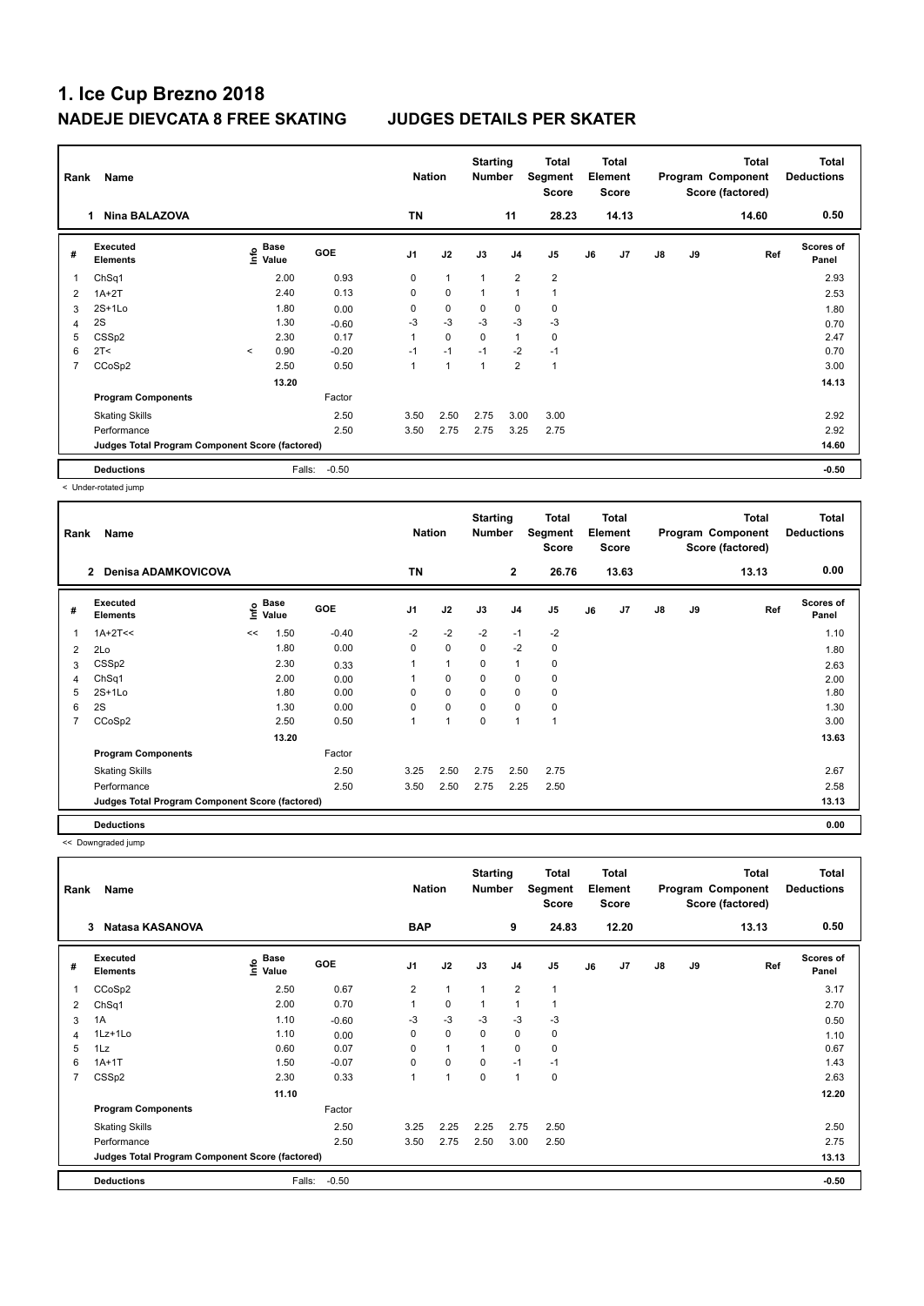# 1. Ice Cup Brezno 2018

## NADEJE DIEVCATA 8 FREE SKATING JUDGES DETAILS PER SKATER

| Rank | Name | Nation | Starting Number | Total Segment Score | Total Element Score | Total Program Component Score (factored) | Total Deductions |
|---|---|---|---|---|---|---|---|
| 1 | Nina BALAZOVA | TN | 11 | 28.23 | 14.13 | 14.60 | 0.50 |

| # | Executed Elements | Info | Base Value | GOE | J1 | J2 | J3 | J4 | J5 | J6 | J7 | J8 | J9 | Ref | Scores of Panel |
|---|---|---|---|---|---|---|---|---|---|---|---|---|---|---|---|
| 1 | ChSq1 | | 2.00 | 0.93 | 0 | 1 | 1 | 2 | 2 | | | | | | 2.93 |
| 2 | 1A+2T | | 2.40 | 0.13 | 0 | 0 | 1 | 1 | 1 | | | | | | 2.53 |
| 3 | 2S+1Lo | | 1.80 | 0.00 | 0 | 0 | 0 | 0 | 0 | | | | | | 1.80 |
| 4 | 2S | | 1.30 | -0.60 | -3 | -3 | -3 | -3 | -3 | | | | | | 0.70 |
| 5 | CSSp2 | | 2.30 | 0.17 | 1 | 0 | 0 | 1 | 0 | | | | | | 2.47 |
| 6 | 2T< | < | 0.90 | -0.20 | -1 | -1 | -1 | -2 | -1 | | | | | | 0.70 |
| 7 | CCoSp2 | | 2.50 | 0.50 | 1 | 1 | 1 | 2 | 1 | | | | | | 3.00 |
| | | | 13.20 | | | | | | | | | | | | 14.13 |
| | Program Components | | | Factor | | | | | | | | | | | |
| | Skating Skills | | | 2.50 | 3.50 | 2.50 | 2.75 | 3.00 | 3.00 | | | | | | 2.92 |
| | Performance | | | 2.50 | 3.50 | 2.75 | 2.75 | 3.25 | 2.75 | | | | | | 2.92 |
| | Judges Total Program Component Score (factored) | | | | | | | | | | | | | | 14.60 |
| | Deductions | | Falls: | -0.50 | | | | | | | | | | | -0.50 |

< Under-rotated jump

| Rank | Name | Nation | Starting Number | Total Segment Score | Total Element Score | Total Program Component Score (factored) | Total Deductions |
|---|---|---|---|---|---|---|---|
| 2 | Denisa ADAMKOVICOVA | TN | 2 | 26.76 | 13.63 | 13.13 | 0.00 |

| # | Executed Elements | Info | Base Value | GOE | J1 | J2 | J3 | J4 | J5 | J6 | J7 | J8 | J9 | Ref | Scores of Panel |
|---|---|---|---|---|---|---|---|---|---|---|---|---|---|---|---|
| 1 | 1A+2T<< | << | 1.50 | -0.40 | -2 | -2 | -2 | -1 | -2 | | | | | | 1.10 |
| 2 | 2Lo | | 1.80 | 0.00 | 0 | 0 | 0 | -2 | 0 | | | | | | 1.80 |
| 3 | CSSp2 | | 2.30 | 0.33 | 1 | 1 | 0 | 1 | 0 | | | | | | 2.63 |
| 4 | ChSq1 | | 2.00 | 0.00 | 1 | 0 | 0 | 0 | 0 | | | | | | 2.00 |
| 5 | 2S+1Lo | | 1.80 | 0.00 | 0 | 0 | 0 | 0 | 0 | | | | | | 1.80 |
| 6 | 2S | | 1.30 | 0.00 | 0 | 0 | 0 | 0 | 0 | | | | | | 1.30 |
| 7 | CCoSp2 | | 2.50 | 0.50 | 1 | 1 | 0 | 1 | 1 | | | | | | 3.00 |
| | | | 13.20 | | | | | | | | | | | | 13.63 |
| | Program Components | | | Factor | | | | | | | | | | | |
| | Skating Skills | | | 2.50 | 3.25 | 2.50 | 2.75 | 2.50 | 2.75 | | | | | | 2.67 |
| | Performance | | | 2.50 | 3.50 | 2.50 | 2.75 | 2.25 | 2.50 | | | | | | 2.58 |
| | Judges Total Program Component Score (factored) | | | | | | | | | | | | | | 13.13 |
| | Deductions | | | | | | | | | | | | | | 0.00 |

<< Downgraded jump

| Rank | Name | Nation | Starting Number | Total Segment Score | Total Element Score | Total Program Component Score (factored) | Total Deductions |
|---|---|---|---|---|---|---|---|
| 3 | Natasa KASANOVA | BAP | 9 | 24.83 | 12.20 | 13.13 | 0.50 |

| # | Executed Elements | Info | Base Value | GOE | J1 | J2 | J3 | J4 | J5 | J6 | J7 | J8 | J9 | Ref | Scores of Panel |
|---|---|---|---|---|---|---|---|---|---|---|---|---|---|---|---|
| 1 | CCoSp2 | | 2.50 | 0.67 | 2 | 1 | 1 | 2 | 1 | | | | | | 3.17 |
| 2 | ChSq1 | | 2.00 | 0.70 | 1 | 0 | 1 | 1 | 1 | | | | | | 2.70 |
| 3 | 1A | | 1.10 | -0.60 | -3 | -3 | -3 | -3 | -3 | | | | | | 0.50 |
| 4 | 1Lz+1Lo | | 1.10 | 0.00 | 0 | 0 | 0 | 0 | 0 | | | | | | 1.10 |
| 5 | 1Lz | | 0.60 | 0.07 | 0 | 1 | 1 | 0 | 0 | | | | | | 0.67 |
| 6 | 1A+1T | | 1.50 | -0.07 | 0 | 0 | 0 | -1 | -1 | | | | | | 1.43 |
| 7 | CSSp2 | | 2.30 | 0.33 | 1 | 1 | 0 | 1 | 0 | | | | | | 2.63 |
| | | | 11.10 | | | | | | | | | | | | 12.20 |
| | Program Components | | | Factor | | | | | | | | | | | |
| | Skating Skills | | | 2.50 | 3.25 | 2.25 | 2.25 | 2.75 | 2.50 | | | | | | 2.50 |
| | Performance | | | 2.50 | 3.50 | 2.75 | 2.50 | 3.00 | 2.50 | | | | | | 2.75 |
| | Judges Total Program Component Score (factored) | | | | | | | | | | | | | | 13.13 |
| | Deductions | | Falls: | -0.50 | | | | | | | | | | | -0.50 |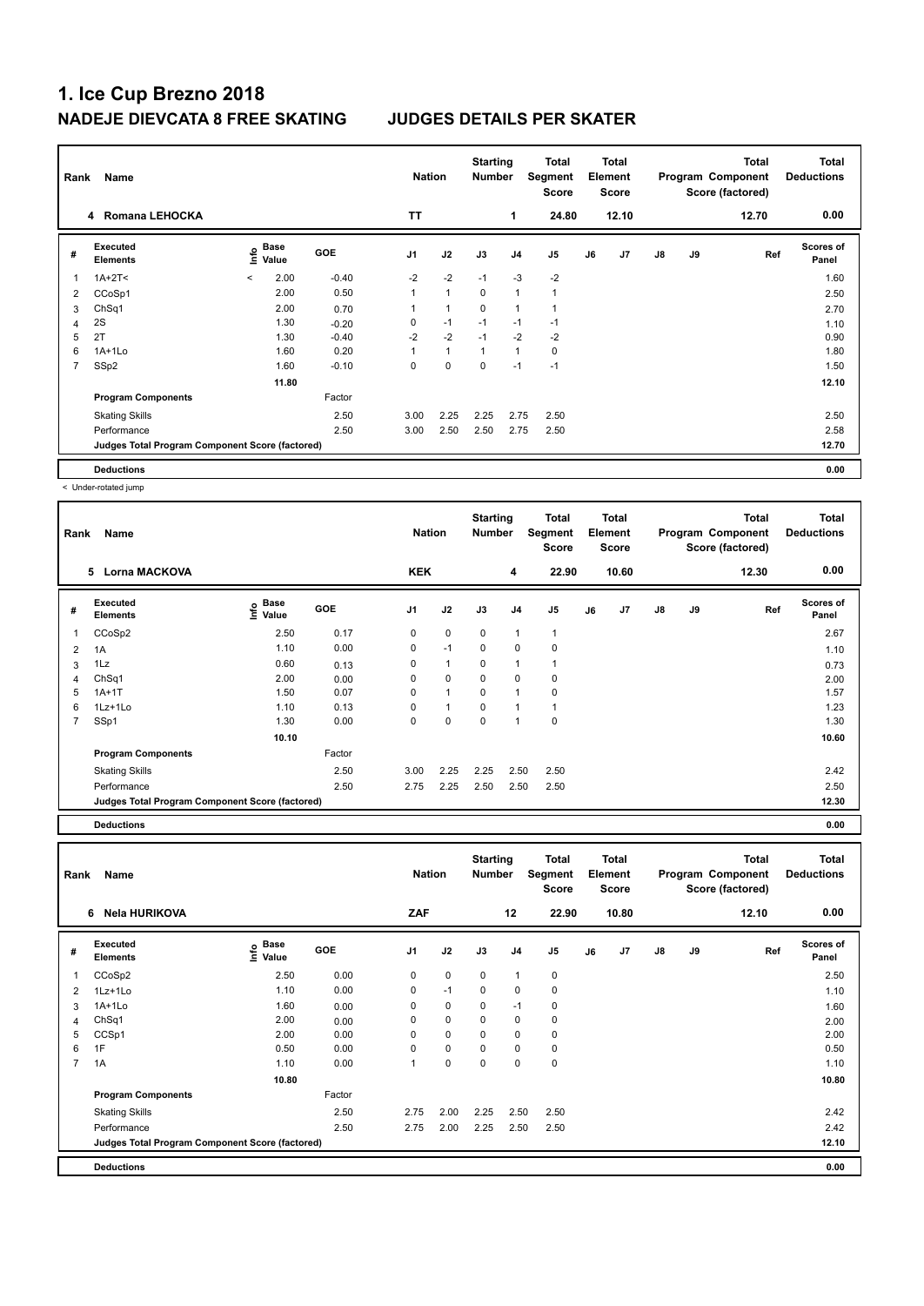# 1. Ice Cup Brezno 2018

## NADEJE DIEVCATA 8 FREE SKATING JUDGES DETAILS PER SKATER

| Rank | Name | Nation | Starting Number | Total Segment Score | Total Element Score | Total Program Component Score (factored) | Total Deductions |
|---|---|---|---|---|---|---|---|
| 4 | Romana LEHOCKA | TT | 1 | 24.80 | 12.10 | 12.70 | 0.00 |

| # | Executed Elements | Info | Base Value | GOE | J1 | J2 | J3 | J4 | J5 | J6 | J7 | J8 | J9 | Ref | Scores of Panel |
|---|---|---|---|---|---|---|---|---|---|---|---|---|---|---|---|
| 1 | 1A+2T< | < | 2.00 | -0.40 | -2 | -2 | -1 | -3 | -2 | | | | | | 1.60 |
| 2 | CCoSp1 | | 2.00 | 0.50 | 1 | 1 | 0 | 1 | 1 | | | | | | 2.50 |
| 3 | ChSq1 | | 2.00 | 0.70 | 1 | 1 | 0 | 1 | 1 | | | | | | 2.70 |
| 4 | 2S | | 1.30 | -0.20 | 0 | -1 | -1 | -1 | -1 | | | | | | 1.10 |
| 5 | 2T | | 1.30 | -0.40 | -2 | -2 | -1 | -2 | -2 | | | | | | 0.90 |
| 6 | 1A+1Lo | | 1.60 | 0.20 | 1 | 1 | 1 | 1 | 0 | | | | | | 1.80 |
| 7 | SSp2 | | 1.60 | -0.10 | 0 | 0 | 0 | -1 | -1 | | | | | | 1.50 |
| | | | 11.80 | | | | | | | | | | | | 12.10 |
| | Program Components | | | Factor | | | | | | | | | | | |
| | Skating Skills | | | 2.50 | 3.00 | 2.25 | 2.25 | 2.75 | 2.50 | | | | | | 2.50 |
| | Performance | | | 2.50 | 3.00 | 2.50 | 2.50 | 2.75 | 2.50 | | | | | | 2.58 |
| | Judges Total Program Component Score (factored) | | | | | | | | | | | | | | 12.70 |
| | Deductions | | | | | | | | | | | | | | 0.00 |

< Under-rotated jump

| Rank | Name | Nation | Starting Number | Total Segment Score | Total Element Score | Total Program Component Score (factored) | Total Deductions |
|---|---|---|---|---|---|---|---|
| 5 | Lorna MACKOVA | KEK | 4 | 22.90 | 10.60 | 12.30 | 0.00 |

| # | Executed Elements | Info | Base Value | GOE | J1 | J2 | J3 | J4 | J5 | J6 | J7 | J8 | J9 | Ref | Scores of Panel |
|---|---|---|---|---|---|---|---|---|---|---|---|---|---|---|---|
| 1 | CCoSp2 | | 2.50 | 0.17 | 0 | 0 | 0 | 1 | 1 | | | | | | 2.67 |
| 2 | 1A | | 1.10 | 0.00 | 0 | -1 | 0 | 0 | 0 | | | | | | 1.10 |
| 3 | 1Lz | | 0.60 | 0.13 | 0 | 1 | 0 | 1 | 1 | | | | | | 0.73 |
| 4 | ChSq1 | | 2.00 | 0.00 | 0 | 0 | 0 | 0 | 0 | | | | | | 2.00 |
| 5 | 1A+1T | | 1.50 | 0.07 | 0 | 1 | 0 | 1 | 0 | | | | | | 1.57 |
| 6 | 1Lz+1Lo | | 1.10 | 0.13 | 0 | 1 | 0 | 1 | 1 | | | | | | 1.23 |
| 7 | SSp1 | | 1.30 | 0.00 | 0 | 0 | 0 | 1 | 0 | | | | | | 1.30 |
| | | | 10.10 | | | | | | | | | | | | 10.60 |
| | Program Components | | | Factor | | | | | | | | | | | |
| | Skating Skills | | | 2.50 | 3.00 | 2.25 | 2.25 | 2.50 | 2.50 | | | | | | 2.42 |
| | Performance | | | 2.50 | 2.75 | 2.25 | 2.50 | 2.50 | 2.50 | | | | | | 2.50 |
| | Judges Total Program Component Score (factored) | | | | | | | | | | | | | | 12.30 |
| | Deductions | | | | | | | | | | | | | | 0.00 |

| Rank | Name | Nation | Starting Number | Total Segment Score | Total Element Score | Total Program Component Score (factored) | Total Deductions |
|---|---|---|---|---|---|---|---|
| 6 | Nela HURIKOVA | ZAF | 12 | 22.90 | 10.80 | 12.10 | 0.00 |

| # | Executed Elements | Info | Base Value | GOE | J1 | J2 | J3 | J4 | J5 | J6 | J7 | J8 | J9 | Ref | Scores of Panel |
|---|---|---|---|---|---|---|---|---|---|---|---|---|---|---|---|
| 1 | CCoSp2 | | 2.50 | 0.00 | 0 | 0 | 0 | 1 | 0 | | | | | | 2.50 |
| 2 | 1Lz+1Lo | | 1.10 | 0.00 | 0 | -1 | 0 | 0 | 0 | | | | | | 1.10 |
| 3 | 1A+1Lo | | 1.60 | 0.00 | 0 | 0 | 0 | -1 | 0 | | | | | | 1.60 |
| 4 | ChSq1 | | 2.00 | 0.00 | 0 | 0 | 0 | 0 | 0 | | | | | | 2.00 |
| 5 | CCSp1 | | 2.00 | 0.00 | 0 | 0 | 0 | 0 | 0 | | | | | | 2.00 |
| 6 | 1F | | 0.50 | 0.00 | 0 | 0 | 0 | 0 | 0 | | | | | | 0.50 |
| 7 | 1A | | 1.10 | 0.00 | 1 | 0 | 0 | 0 | 0 | | | | | | 1.10 |
| | | | 10.80 | | | | | | | | | | | | 10.80 |
| | Program Components | | | Factor | | | | | | | | | | | |
| | Skating Skills | | | 2.50 | 2.75 | 2.00 | 2.25 | 2.50 | 2.50 | | | | | | 2.42 |
| | Performance | | | 2.50 | 2.75 | 2.00 | 2.25 | 2.50 | 2.50 | | | | | | 2.42 |
| | Judges Total Program Component Score (factored) | | | | | | | | | | | | | | 12.10 |
| | Deductions | | | | | | | | | | | | | | 0.00 |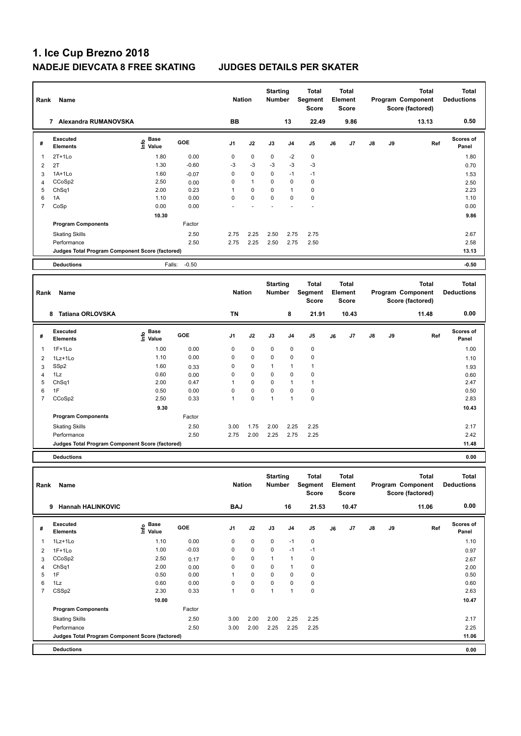# 1. Ice Cup Brezno 2018

## NADEJE DIEVCATA 8 FREE SKATING JUDGES DETAILS PER SKATER

| Rank | Name | Nation | Starting Number | Total Segment Score | Total Element Score | Total Program Component Score (factored) | Total Deductions |
|---|---|---|---|---|---|---|---|
| 7 | Alexandra RUMANOVSKA | BB | 13 | 22.49 | 9.86 | 13.13 | 0.50 |

| # | Executed Elements | Info | Base Value | GOE | J1 | J2 | J3 | J4 | J5 | J6 | J7 | J8 | J9 | Ref | Scores of Panel |
|---|---|---|---|---|---|---|---|---|---|---|---|---|---|---|---|
| 1 | 2T+1Lo | | 1.80 | 0.00 | 0 | 0 | 0 | -2 | 0 | | | | | | 1.80 |
| 2 | 2T | | 1.30 | -0.60 | -3 | -3 | -3 | -3 | -3 | | | | | | 0.70 |
| 3 | 1A+1Lo | | 1.60 | -0.07 | 0 | 0 | 0 | -1 | -1 | | | | | | 1.53 |
| 4 | CCoSp2 | | 2.50 | 0.00 | 0 | 1 | 0 | 0 | 0 | | | | | | 2.50 |
| 5 | ChSq1 | | 2.00 | 0.23 | 1 | 0 | 0 | 1 | 0 | | | | | | 2.23 |
| 6 | 1A | | 1.10 | 0.00 | 0 | 0 | 0 | 0 | 0 | | | | | | 1.10 |
| 7 | CoSp | | 0.00 | 0.00 | - | - | - | - | - | | | | | | 0.00 |
| | | | 10.30 | | | | | | | | | | | | 9.86 |
| | Program Components | | | Factor | | | | | | | | | | | |
| | Skating Skills | | | 2.50 | 2.75 | 2.25 | 2.50 | 2.75 | 2.75 | | | | | | 2.67 |
| | Performance | | | 2.50 | 2.75 | 2.25 | 2.50 | 2.75 | 2.50 | | | | | | 2.58 |
| | Judges Total Program Component Score (factored) | | | | | | | | | | | | | | 13.13 |
| | Deductions | | | Falls: -0.50 | | | | | | | | | | | -0.50 |

| Rank | Name | Nation | Starting Number | Total Segment Score | Total Element Score | Total Program Component Score (factored) | Total Deductions |
|---|---|---|---|---|---|---|---|
| 8 | Tatiana ORLOVSKA | TN | 8 | 21.91 | 10.43 | 11.48 | 0.00 |

| # | Executed Elements | Info | Base Value | GOE | J1 | J2 | J3 | J4 | J5 | J6 | J7 | J8 | J9 | Ref | Scores of Panel |
|---|---|---|---|---|---|---|---|---|---|---|---|---|---|---|---|
| 1 | 1F+1Lo | | 1.00 | 0.00 | 0 | 0 | 0 | 0 | 0 | | | | | | 1.00 |
| 2 | 1Lz+1Lo | | 1.10 | 0.00 | 0 | 0 | 0 | 0 | 0 | | | | | | 1.10 |
| 3 | SSp2 | | 1.60 | 0.33 | 0 | 0 | 1 | 1 | 1 | | | | | | 1.93 |
| 4 | 1Lz | | 0.60 | 0.00 | 0 | 0 | 0 | 0 | 0 | | | | | | 0.60 |
| 5 | ChSq1 | | 2.00 | 0.47 | 1 | 0 | 0 | 1 | 1 | | | | | | 2.47 |
| 6 | 1F | | 0.50 | 0.00 | 0 | 0 | 0 | 0 | 0 | | | | | | 0.50 |
| 7 | CCoSp2 | | 2.50 | 0.33 | 1 | 0 | 1 | 1 | 0 | | | | | | 2.83 |
| | | | 9.30 | | | | | | | | | | | | 10.43 |
| | Program Components | | | Factor | | | | | | | | | | | |
| | Skating Skills | | | 2.50 | 3.00 | 1.75 | 2.00 | 2.25 | 2.25 | | | | | | 2.17 |
| | Performance | | | 2.50 | 2.75 | 2.00 | 2.25 | 2.75 | 2.25 | | | | | | 2.42 |
| | Judges Total Program Component Score (factored) | | | | | | | | | | | | | | 11.48 |
| | Deductions | | | | | | | | | | | | | | 0.00 |

| Rank | Name | Nation | Starting Number | Total Segment Score | Total Element Score | Total Program Component Score (factored) | Total Deductions |
|---|---|---|---|---|---|---|---|
| 9 | Hannah HALINKOVIC | BAJ | 16 | 21.53 | 10.47 | 11.06 | 0.00 |

| # | Executed Elements | Info | Base Value | GOE | J1 | J2 | J3 | J4 | J5 | J6 | J7 | J8 | J9 | Ref | Scores of Panel |
|---|---|---|---|---|---|---|---|---|---|---|---|---|---|---|---|
| 1 | 1Lz+1Lo | | 1.10 | 0.00 | 0 | 0 | 0 | -1 | 0 | | | | | | 1.10 |
| 2 | 1F+1Lo | | 1.00 | -0.03 | 0 | 0 | 0 | -1 | -1 | | | | | | 0.97 |
| 3 | CCoSp2 | | 2.50 | 0.17 | 0 | 0 | 1 | 1 | 0 | | | | | | 2.67 |
| 4 | ChSq1 | | 2.00 | 0.00 | 0 | 0 | 0 | 1 | 0 | | | | | | 2.00 |
| 5 | 1F | | 0.50 | 0.00 | 1 | 0 | 0 | 0 | 0 | | | | | | 0.50 |
| 6 | 1Lz | | 0.60 | 0.00 | 0 | 0 | 0 | 0 | 0 | | | | | | 0.60 |
| 7 | CSSp2 | | 2.30 | 0.33 | 1 | 0 | 1 | 1 | 0 | | | | | | 2.63 |
| | | | 10.00 | | | | | | | | | | | | 10.47 |
| | Program Components | | | Factor | | | | | | | | | | | |
| | Skating Skills | | | 2.50 | 3.00 | 2.00 | 2.00 | 2.25 | 2.25 | | | | | | 2.17 |
| | Performance | | | 2.50 | 3.00 | 2.00 | 2.25 | 2.25 | 2.25 | | | | | | 2.25 |
| | Judges Total Program Component Score (factored) | | | | | | | | | | | | | | 11.06 |
| | Deductions | | | | | | | | | | | | | | 0.00 |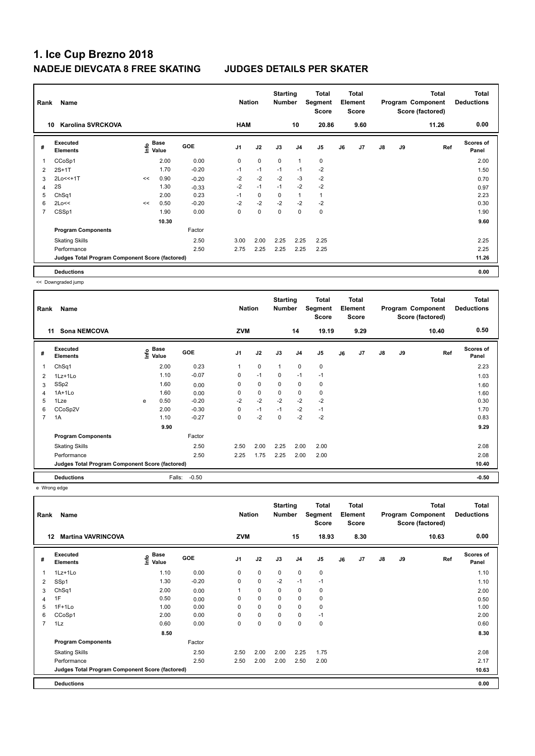# 1. Ice Cup Brezno 2018

## NADEJE DIEVCATA 8 FREE SKATING JUDGES DETAILS PER SKATER

| Rank | Name | Nation | Starting Number | Total Segment Score | Total Element Score | Total Program Component Score (factored) | Total Deductions |
|---|---|---|---|---|---|---|---|
| 10 | Karolina SVRCKOVA | HAM | 10 | 20.86 | 9.60 | 11.26 | 0.00 |

| # | Executed Elements | Info | Base Value | GOE | J1 | J2 | J3 | J4 | J5 | J6 | J7 | J8 | J9 | Ref | Scores of Panel |
|---|---|---|---|---|---|---|---|---|---|---|---|---|---|---|---|
| 1 | CCoSp1 | | 2.00 | 0.00 | 0 | 0 | 0 | 1 | 0 | | | | | | 2.00 |
| 2 | 2S+1T | | 1.70 | -0.20 | -1 | -1 | -1 | -1 | -2 | | | | | | 1.50 |
| 3 | 2Lo<<+1T | << | 0.90 | -0.20 | -2 | -2 | -2 | -3 | -2 | | | | | | 0.70 |
| 4 | 2S | | 1.30 | -0.33 | -2 | -1 | -1 | -2 | -2 | | | | | | 0.97 |
| 5 | ChSq1 | | 2.00 | 0.23 | -1 | 0 | 0 | 1 | 1 | | | | | | 2.23 |
| 6 | 2Lo<< | << | 0.50 | -0.20 | -2 | -2 | -2 | -2 | -2 | | | | | | 0.30 |
| 7 | CSSp1 | | 1.90 | 0.00 | 0 | 0 | 0 | 0 | 0 | | | | | | 1.90 |
| | | | 10.30 | | | | | | | | | | | | 9.60 |
| | **Program Components** | | | Factor | | | | | | | | | | | |
| | Skating Skills | | | 2.50 | 3.00 | 2.00 | 2.25 | 2.25 | 2.25 | | | | | | 2.25 |
| | Performance | | | 2.50 | 2.75 | 2.25 | 2.25 | 2.25 | 2.25 | | | | | | 2.25 |
| | **Judges Total Program Component Score (factored)** | | | | | | | | | | | | | | 11.26 |
| | **Deductions** | | | | | | | | | | | | | | 0.00 |

<< Downgraded jump

| Rank | Name | Nation | Starting Number | Total Segment Score | Total Element Score | Total Program Component Score (factored) | Total Deductions |
|---|---|---|---|---|---|---|---|
| 11 | Sona NEMCOVA | ZVM | 14 | 19.19 | 9.29 | 10.40 | 0.50 |

| # | Executed Elements | Info | Base Value | GOE | J1 | J2 | J3 | J4 | J5 | J6 | J7 | J8 | J9 | Ref | Scores of Panel |
|---|---|---|---|---|---|---|---|---|---|---|---|---|---|---|---|
| 1 | ChSq1 | | 2.00 | 0.23 | 1 | 0 | 1 | 0 | 0 | | | | | | 2.23 |
| 2 | 1Lz+1Lo | | 1.10 | -0.07 | 0 | -1 | 0 | -1 | -1 | | | | | | 1.03 |
| 3 | SSp2 | | 1.60 | 0.00 | 0 | 0 | 0 | 0 | 0 | | | | | | 1.60 |
| 4 | 1A+1Lo | | 1.60 | 0.00 | 0 | 0 | 0 | 0 | 0 | | | | | | 1.60 |
| 5 | 1Lze | e | 0.50 | -0.20 | -2 | -2 | -2 | -2 | -2 | | | | | | 0.30 |
| 6 | CCoSp2V | | 2.00 | -0.30 | 0 | -1 | -1 | -2 | -1 | | | | | | 1.70 |
| 7 | 1A | | 1.10 | -0.27 | 0 | -2 | 0 | -2 | -2 | | | | | | 0.83 |
| | | | 9.90 | | | | | | | | | | | | 9.29 |
| | **Program Components** | | | Factor | | | | | | | | | | | |
| | Skating Skills | | | 2.50 | 2.50 | 2.00 | 2.25 | 2.00 | 2.00 | | | | | | 2.08 |
| | Performance | | | 2.50 | 2.25 | 1.75 | 2.25 | 2.00 | 2.00 | | | | | | 2.08 |
| | **Judges Total Program Component Score (factored)** | | | | | | | | | | | | | | 10.40 |
| | **Deductions** | | Falls: | -0.50 | | | | | | | | | | | -0.50 |

e Wrong edge

| Rank | Name | Nation | Starting Number | Total Segment Score | Total Element Score | Total Program Component Score (factored) | Total Deductions |
|---|---|---|---|---|---|---|---|
| 12 | Martina VAVRINCOVA | ZVM | 15 | 18.93 | 8.30 | 10.63 | 0.00 |

| # | Executed Elements | Info | Base Value | GOE | J1 | J2 | J3 | J4 | J5 | J6 | J7 | J8 | J9 | Ref | Scores of Panel |
|---|---|---|---|---|---|---|---|---|---|---|---|---|---|---|---|
| 1 | 1Lz+1Lo | | 1.10 | 0.00 | 0 | 0 | 0 | 0 | 0 | | | | | | 1.10 |
| 2 | SSp1 | | 1.30 | -0.20 | 0 | 0 | -2 | -1 | -1 | | | | | | 1.10 |
| 3 | ChSq1 | | 2.00 | 0.00 | 1 | 0 | 0 | 0 | 0 | | | | | | 2.00 |
| 4 | 1F | | 0.50 | 0.00 | 0 | 0 | 0 | 0 | 0 | | | | | | 0.50 |
| 5 | 1F+1Lo | | 1.00 | 0.00 | 0 | 0 | 0 | 0 | 0 | | | | | | 1.00 |
| 6 | CCoSp1 | | 2.00 | 0.00 | 0 | 0 | 0 | 0 | -1 | | | | | | 2.00 |
| 7 | 1Lz | | 0.60 | 0.00 | 0 | 0 | 0 | 0 | 0 | | | | | | 0.60 |
| | | | 8.50 | | | | | | | | | | | | 8.30 |
| | **Program Components** | | | Factor | | | | | | | | | | | |
| | Skating Skills | | | 2.50 | 2.50 | 2.00 | 2.00 | 2.25 | 1.75 | | | | | | 2.08 |
| | Performance | | | 2.50 | 2.50 | 2.00 | 2.00 | 2.50 | 2.00 | | | | | | 2.17 |
| | **Judges Total Program Component Score (factored)** | | | | | | | | | | | | | | 10.63 |
| | **Deductions** | | | | | | | | | | | | | | 0.00 |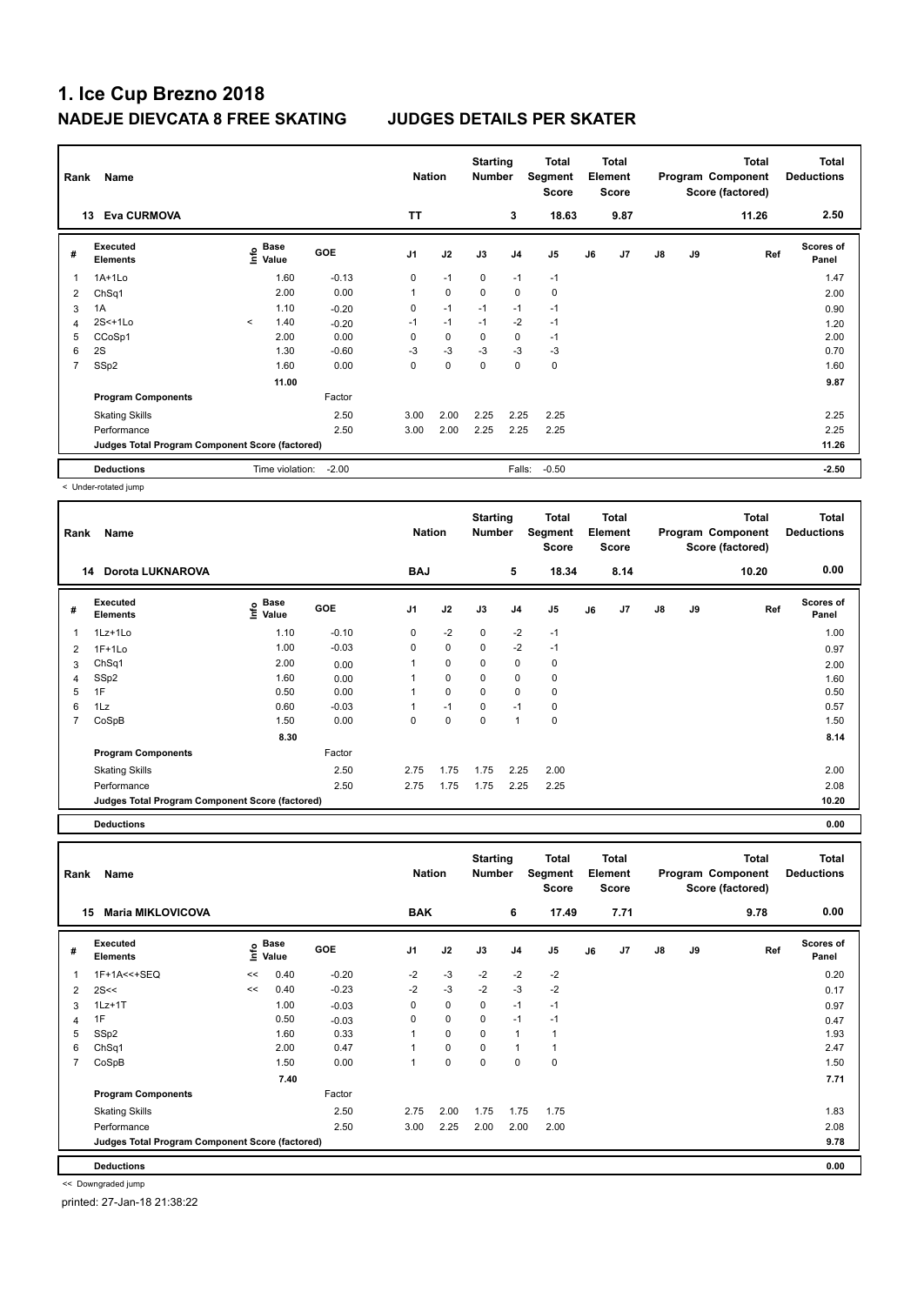# 1. Ice Cup Brezno 2018

## NADEJE DIEVCATA 8 FREE SKATING JUDGES DETAILS PER SKATER

| Rank | Name | Nation | Starting Number | Total Segment Score | Total Element Score | Total Program Component Score (factored) | Total Deductions |
|---|---|---|---|---|---|---|---|
| 13 | Eva CURMOVA | TT | 3 | 18.63 | 9.87 | 11.26 | 2.50 |

| # | Executed Elements | Info | Base Value | GOE | J1 | J2 | J3 | J4 | J5 | J6 | J7 | J8 | J9 | Ref | Scores of Panel |
|---|---|---|---|---|---|---|---|---|---|---|---|---|---|---|---|
| 1 | 1A+1Lo | | 1.60 | -0.13 | 0 | -1 | 0 | -1 | -1 | | | | | | 1.47 |
| 2 | ChSq1 | | 2.00 | 0.00 | 1 | 0 | 0 | 0 | 0 | | | | | | 2.00 |
| 3 | 1A | | 1.10 | -0.20 | 0 | -1 | -1 | -1 | -1 | | | | | | 0.90 |
| 4 | 2S<+1Lo | < | 1.40 | -0.20 | -1 | -1 | -1 | -2 | -1 | | | | | | 1.20 |
| 5 | CCoSp1 | | 2.00 | 0.00 | 0 | 0 | 0 | 0 | -1 | | | | | | 2.00 |
| 6 | 2S | | 1.30 | -0.60 | -3 | -3 | -3 | -3 | -3 | | | | | | 0.70 |
| 7 | SSp2 | | 1.60 | 0.00 | 0 | 0 | 0 | 0 | 0 | | | | | | 1.60 |
| | | | 11.00 | | | | | | | | | | | | 9.87 |
| | **Program Components** | | | Factor | | | | | | | | | | | |
| | Skating Skills | | | 2.50 | 3.00 | 2.00 | 2.25 | 2.25 | 2.25 | | | | | | 2.25 |
| | Performance | | | 2.50 | 3.00 | 2.00 | 2.25 | 2.25 | 2.25 | | | | | | 2.25 |
| | Judges Total Program Component Score (factored) | | | | | | | | | | | | | | 11.26 |
| | **Deductions** | | Time violation: | -2.00 | | | | Falls: | -0.50 | | | | | | -2.50 |

< Under-rotated jump

| Rank | Name | Nation | Starting Number | Total Segment Score | Total Element Score | Total Program Component Score (factored) | Total Deductions |
|---|---|---|---|---|---|---|---|
| 14 | Dorota LUKNAROVA | BAJ | 5 | 18.34 | 8.14 | 10.20 | 0.00 |

| # | Executed Elements | Info | Base Value | GOE | J1 | J2 | J3 | J4 | J5 | J6 | J7 | J8 | J9 | Ref | Scores of Panel |
|---|---|---|---|---|---|---|---|---|---|---|---|---|---|---|---|
| 1 | 1Lz+1Lo | | 1.10 | -0.10 | 0 | -2 | 0 | -2 | -1 | | | | | | 1.00 |
| 2 | 1F+1Lo | | 1.00 | -0.03 | 0 | 0 | 0 | -2 | -1 | | | | | | 0.97 |
| 3 | ChSq1 | | 2.00 | 0.00 | 1 | 0 | 0 | 0 | 0 | | | | | | 2.00 |
| 4 | SSp2 | | 1.60 | 0.00 | 1 | 0 | 0 | 0 | 0 | | | | | | 1.60 |
| 5 | 1F | | 0.50 | 0.00 | 1 | 0 | 0 | 0 | 0 | | | | | | 0.50 |
| 6 | 1Lz | | 0.60 | -0.03 | 1 | -1 | 0 | -1 | 0 | | | | | | 0.57 |
| 7 | CoSpB | | 1.50 | 0.00 | 0 | 0 | 0 | 1 | 0 | | | | | | 1.50 |
| | | | 8.30 | | | | | | | | | | | | 8.14 |
| | **Program Components** | | | Factor | | | | | | | | | | | |
| | Skating Skills | | | 2.50 | 2.75 | 1.75 | 1.75 | 2.25 | 2.00 | | | | | | 2.00 |
| | Performance | | | 2.50 | 2.75 | 1.75 | 1.75 | 2.25 | 2.25 | | | | | | 2.08 |
| | Judges Total Program Component Score (factored) | | | | | | | | | | | | | | 10.20 |
| | **Deductions** | | | | | | | | | | | | | | 0.00 |

| Rank | Name | Nation | Starting Number | Total Segment Score | Total Element Score | Total Program Component Score (factored) | Total Deductions |
|---|---|---|---|---|---|---|---|
| 15 | Maria MIKLOVICOVA | BAK | 6 | 17.49 | 7.71 | 9.78 | 0.00 |

| # | Executed Elements | Info | Base Value | GOE | J1 | J2 | J3 | J4 | J5 | J6 | J7 | J8 | J9 | Ref | Scores of Panel |
|---|---|---|---|---|---|---|---|---|---|---|---|---|---|---|---|
| 1 | 1F+1A<<+SEQ | << | 0.40 | -0.20 | -2 | -3 | -2 | -2 | -2 | | | | | | 0.20 |
| 2 | 2S<< | << | 0.40 | -0.23 | -2 | -3 | -2 | -3 | -2 | | | | | | 0.17 |
| 3 | 1Lz+1T | | 1.00 | -0.03 | 0 | 0 | 0 | -1 | -1 | | | | | | 0.97 |
| 4 | 1F | | 0.50 | -0.03 | 0 | 0 | 0 | -1 | -1 | | | | | | 0.47 |
| 5 | SSp2 | | 1.60 | 0.33 | 1 | 0 | 0 | 1 | 1 | | | | | | 1.93 |
| 6 | ChSq1 | | 2.00 | 0.47 | 1 | 0 | 0 | 1 | 1 | | | | | | 2.47 |
| 7 | CoSpB | | 1.50 | 0.00 | 1 | 0 | 0 | 0 | 0 | | | | | | 1.50 |
| | | | 7.40 | | | | | | | | | | | | 7.71 |
| | **Program Components** | | | Factor | | | | | | | | | | | |
| | Skating Skills | | | 2.50 | 2.75 | 2.00 | 1.75 | 1.75 | 1.75 | | | | | | 1.83 |
| | Performance | | | 2.50 | 3.00 | 2.25 | 2.00 | 2.00 | 2.00 | | | | | | 2.08 |
| | Judges Total Program Component Score (factored) | | | | | | | | | | | | | | 9.78 |
| | **Deductions** | | | | | | | | | | | | | | 0.00 |

<< Downgraded jump

printed: 27-Jan-18 21:38:22